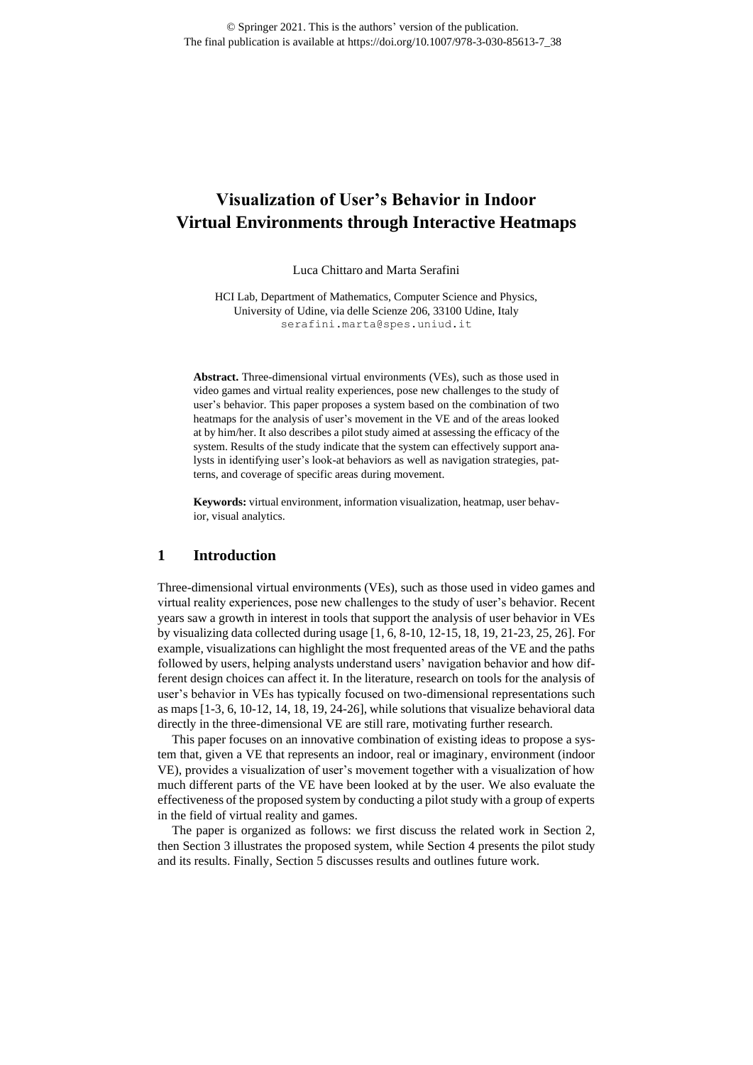© Springer 2021. This is the authors' version of the publication.
The final publication is available at https://doi.org/10.1007/978-3-030-85613-7_38

# Visualization of User's Behavior in Indoor Virtual Environments through Interactive Heatmaps

Luca Chittaro and Marta Serafini

HCI Lab, Department of Mathematics, Computer Science and Physics, University of Udine, via delle Scienze 206, 33100 Udine, Italy
serafini.marta@spes.uniud.it

**Abstract.** Three-dimensional virtual environments (VEs), such as those used in video games and virtual reality experiences, pose new challenges to the study of user's behavior. This paper proposes a system based on the combination of two heatmaps for the analysis of user's movement in the VE and of the areas looked at by him/her. It also describes a pilot study aimed at assessing the efficacy of the system. Results of the study indicate that the system can effectively support analysts in identifying user's look-at behaviors as well as navigation strategies, patterns, and coverage of specific areas during movement.

**Keywords:** virtual environment, information visualization, heatmap, user behavior, visual analytics.

## 1 Introduction

Three-dimensional virtual environments (VEs), such as those used in video games and virtual reality experiences, pose new challenges to the study of user's behavior. Recent years saw a growth in interest in tools that support the analysis of user behavior in VEs by visualizing data collected during usage [1, 6, 8-10, 12-15, 18, 19, 21-23, 25, 26]. For example, visualizations can highlight the most frequented areas of the VE and the paths followed by users, helping analysts understand users' navigation behavior and how different design choices can affect it. In the literature, research on tools for the analysis of user's behavior in VEs has typically focused on two-dimensional representations such as maps [1-3, 6, 10-12, 14, 18, 19, 24-26], while solutions that visualize behavioral data directly in the three-dimensional VE are still rare, motivating further research.

This paper focuses on an innovative combination of existing ideas to propose a system that, given a VE that represents an indoor, real or imaginary, environment (indoor VE), provides a visualization of user's movement together with a visualization of how much different parts of the VE have been looked at by the user. We also evaluate the effectiveness of the proposed system by conducting a pilot study with a group of experts in the field of virtual reality and games.

The paper is organized as follows: we first discuss the related work in Section 2, then Section 3 illustrates the proposed system, while Section 4 presents the pilot study and its results. Finally, Section 5 discusses results and outlines future work.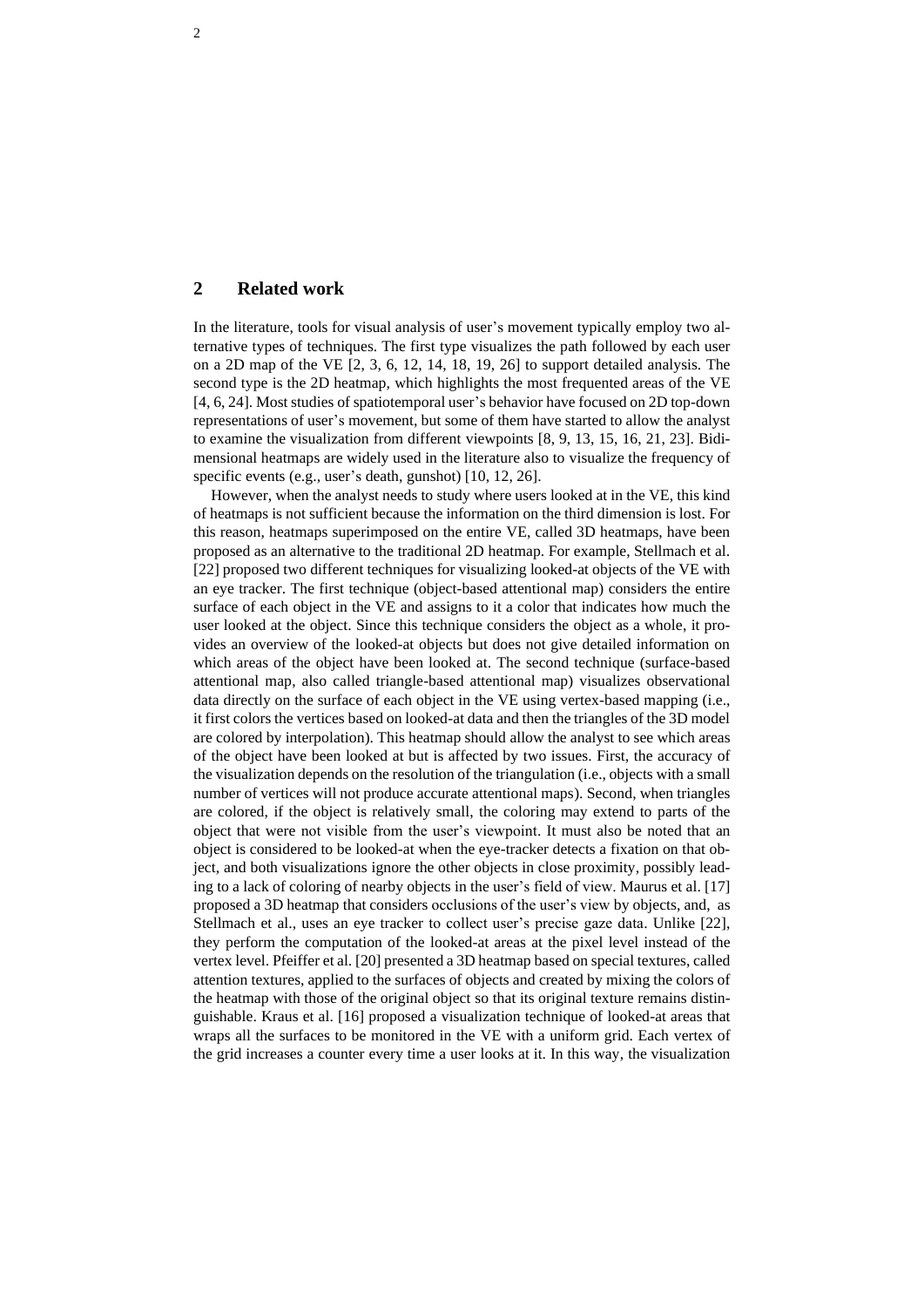## 2 Related work

In the literature, tools for visual analysis of user's movement typically employ two alternative types of techniques. The first type visualizes the path followed by each user on a 2D map of the VE [2, 3, 6, 12, 14, 18, 19, 26] to support detailed analysis. The second type is the 2D heatmap, which highlights the most frequented areas of the VE [4, 6, 24]. Most studies of spatiotemporal user's behavior have focused on 2D top-down representations of user's movement, but some of them have started to allow the analyst to examine the visualization from different viewpoints [8, 9, 13, 15, 16, 21, 23]. Bidimensional heatmaps are widely used in the literature also to visualize the frequency of specific events (e.g., user's death, gunshot) [10, 12, 26].

However, when the analyst needs to study where users looked at in the VE, this kind of heatmaps is not sufficient because the information on the third dimension is lost. For this reason, heatmaps superimposed on the entire VE, called 3D heatmaps, have been proposed as an alternative to the traditional 2D heatmap. For example, Stellmach et al. [22] proposed two different techniques for visualizing looked-at objects of the VE with an eye tracker. The first technique (object-based attentional map) considers the entire surface of each object in the VE and assigns to it a color that indicates how much the user looked at the object. Since this technique considers the object as a whole, it provides an overview of the looked-at objects but does not give detailed information on which areas of the object have been looked at. The second technique (surface-based attentional map, also called triangle-based attentional map) visualizes observational data directly on the surface of each object in the VE using vertex-based mapping (i.e., it first colors the vertices based on looked-at data and then the triangles of the 3D model are colored by interpolation). This heatmap should allow the analyst to see which areas of the object have been looked at but is affected by two issues. First, the accuracy of the visualization depends on the resolution of the triangulation (i.e., objects with a small number of vertices will not produce accurate attentional maps). Second, when triangles are colored, if the object is relatively small, the coloring may extend to parts of the object that were not visible from the user's viewpoint. It must also be noted that an object is considered to be looked-at when the eye-tracker detects a fixation on that object, and both visualizations ignore the other objects in close proximity, possibly leading to a lack of coloring of nearby objects in the user's field of view. Maurus et al. [17] proposed a 3D heatmap that considers occlusions of the user's view by objects, and, as Stellmach et al., uses an eye tracker to collect user's precise gaze data. Unlike [22], they perform the computation of the looked-at areas at the pixel level instead of the vertex level. Pfeiffer et al. [20] presented a 3D heatmap based on special textures, called attention textures, applied to the surfaces of objects and created by mixing the colors of the heatmap with those of the original object so that its original texture remains distinguishable. Kraus et al. [16] proposed a visualization technique of looked-at areas that wraps all the surfaces to be monitored in the VE with a uniform grid. Each vertex of the grid increases a counter every time a user looks at it. In this way, the visualization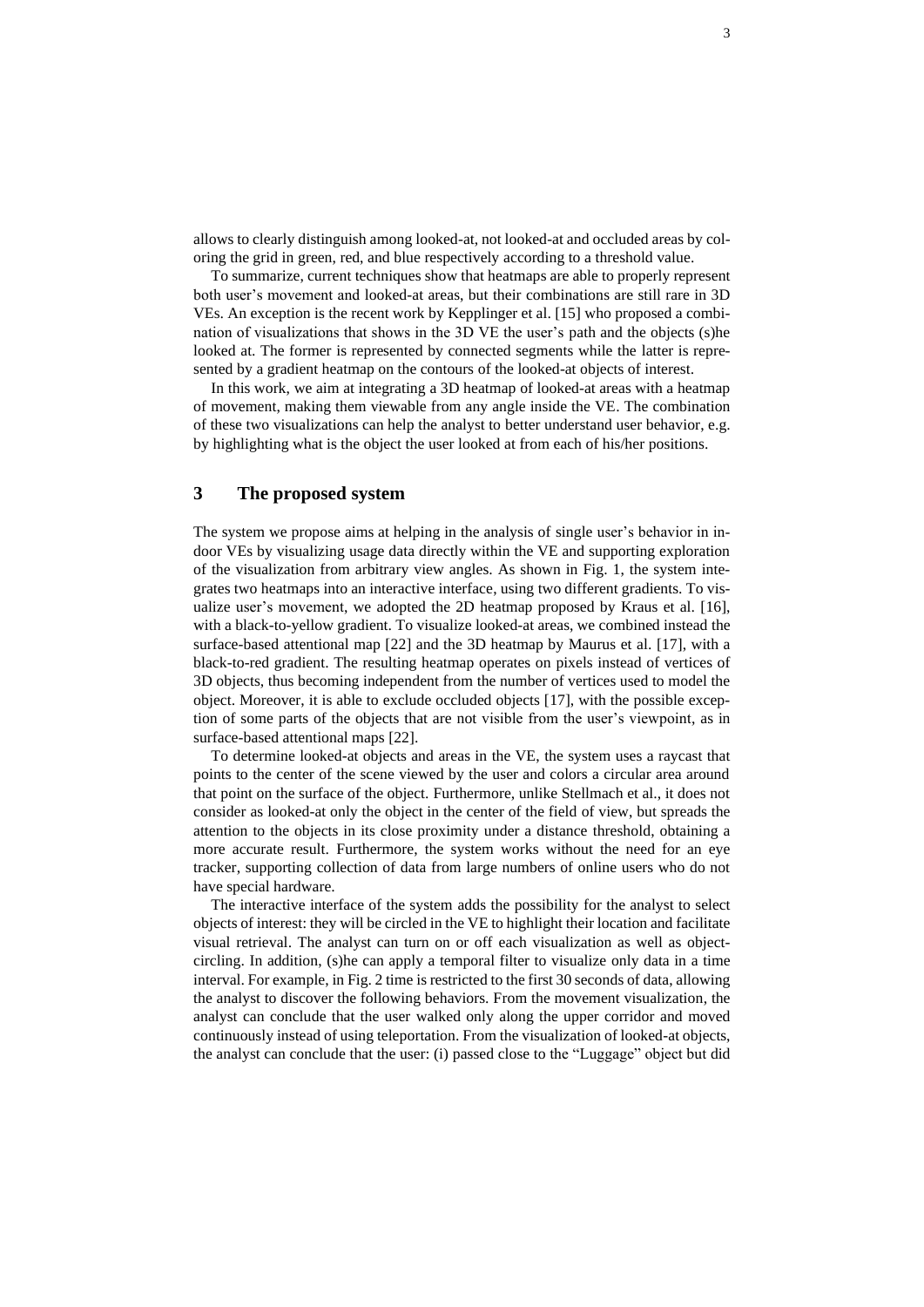allows to clearly distinguish among looked-at, not looked-at and occluded areas by coloring the grid in green, red, and blue respectively according to a threshold value.

To summarize, current techniques show that heatmaps are able to properly represent both user's movement and looked-at areas, but their combinations are still rare in 3D VEs. An exception is the recent work by Kepplinger et al. [15] who proposed a combination of visualizations that shows in the 3D VE the user's path and the objects (s)he looked at. The former is represented by connected segments while the latter is represented by a gradient heatmap on the contours of the looked-at objects of interest.

In this work, we aim at integrating a 3D heatmap of looked-at areas with a heatmap of movement, making them viewable from any angle inside the VE. The combination of these two visualizations can help the analyst to better understand user behavior, e.g. by highlighting what is the object the user looked at from each of his/her positions.

## 3 The proposed system

The system we propose aims at helping in the analysis of single user's behavior in indoor VEs by visualizing usage data directly within the VE and supporting exploration of the visualization from arbitrary view angles. As shown in Fig. 1, the system integrates two heatmaps into an interactive interface, using two different gradients. To visualize user's movement, we adopted the 2D heatmap proposed by Kraus et al. [16], with a black-to-yellow gradient. To visualize looked-at areas, we combined instead the surface-based attentional map [22] and the 3D heatmap by Maurus et al. [17], with a black-to-red gradient. The resulting heatmap operates on pixels instead of vertices of 3D objects, thus becoming independent from the number of vertices used to model the object. Moreover, it is able to exclude occluded objects [17], with the possible exception of some parts of the objects that are not visible from the user's viewpoint, as in surface-based attentional maps [22].

To determine looked-at objects and areas in the VE, the system uses a raycast that points to the center of the scene viewed by the user and colors a circular area around that point on the surface of the object. Furthermore, unlike Stellmach et al., it does not consider as looked-at only the object in the center of the field of view, but spreads the attention to the objects in its close proximity under a distance threshold, obtaining a more accurate result. Furthermore, the system works without the need for an eye tracker, supporting collection of data from large numbers of online users who do not have special hardware.

The interactive interface of the system adds the possibility for the analyst to select objects of interest: they will be circled in the VE to highlight their location and facilitate visual retrieval. The analyst can turn on or off each visualization as well as object-circling. In addition, (s)he can apply a temporal filter to visualize only data in a time interval. For example, in Fig. 2 time is restricted to the first 30 seconds of data, allowing the analyst to discover the following behaviors. From the movement visualization, the analyst can conclude that the user walked only along the upper corridor and moved continuously instead of using teleportation. From the visualization of looked-at objects, the analyst can conclude that the user: (i) passed close to the "Luggage" object but did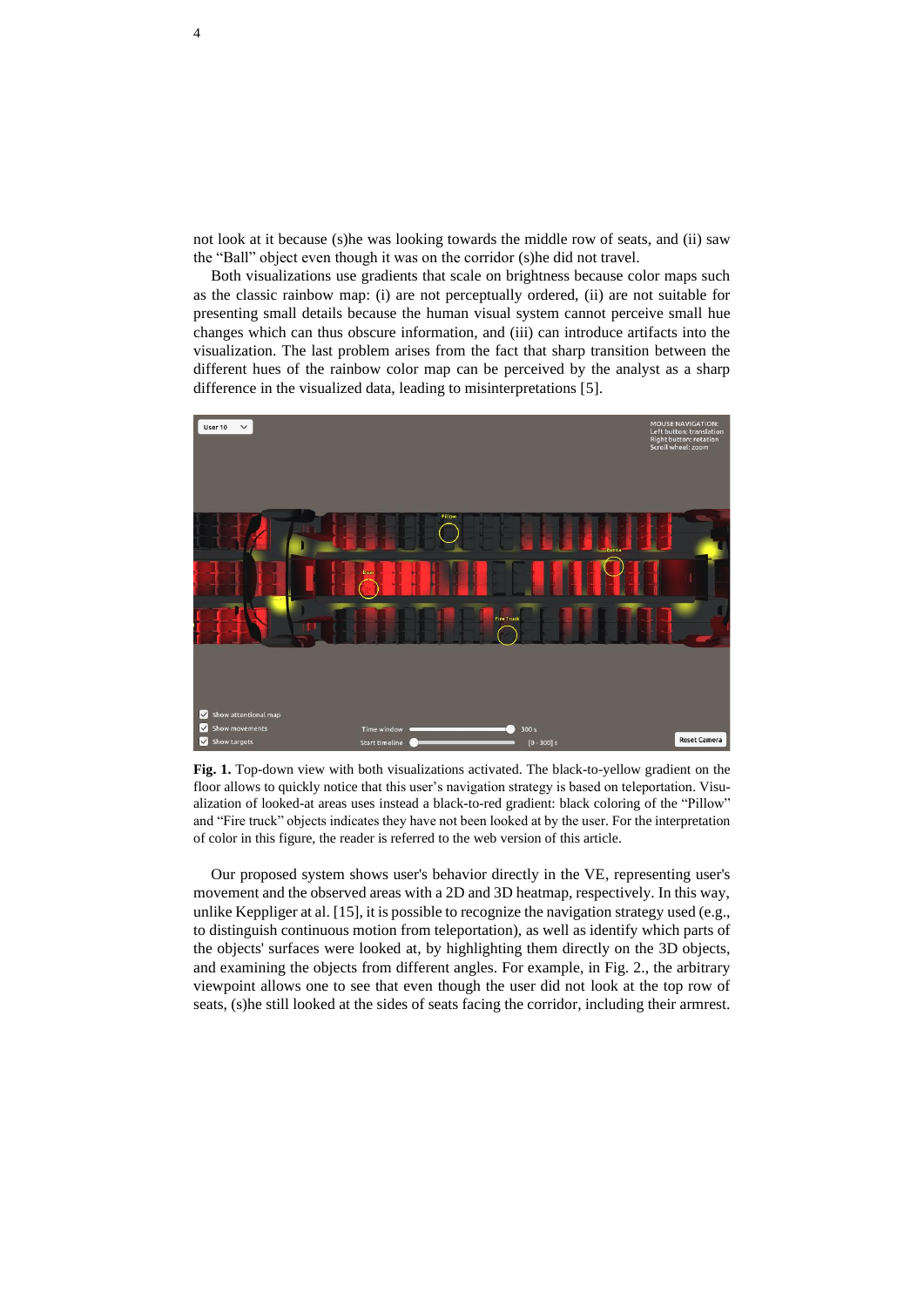not look at it because (s)he was looking towards the middle row of seats, and (ii) saw the "Ball" object even though it was on the corridor (s)he did not travel.

Both visualizations use gradients that scale on brightness because color maps such as the classic rainbow map: (i) are not perceptually ordered, (ii) are not suitable for presenting small details because the human visual system cannot perceive small hue changes which can thus obscure information, and (iii) can introduce artifacts into the visualization. The last problem arises from the fact that sharp transition between the different hues of the rainbow color map can be perceived by the analyst as a sharp difference in the visualized data, leading to misinterpretations [5].

**Fig. 1.** Top-down view with both visualizations activated. The black-to-yellow gradient on the floor allows to quickly notice that this user's navigation strategy is based on teleportation. Visualization of looked-at areas uses instead a black-to-red gradient: black coloring of the "Pillow" and "Fire truck" objects indicates they have not been looked at by the user. For the interpretation of color in this figure, the reader is referred to the web version of this article.

Our proposed system shows user's behavior directly in the VE, representing user's movement and the observed areas with a 2D and 3D heatmap, respectively. In this way, unlike Keppliger at al. [15], it is possible to recognize the navigation strategy used (e.g., to distinguish continuous motion from teleportation), as well as identify which parts of the objects' surfaces were looked at, by highlighting them directly on the 3D objects, and examining the objects from different angles. For example, in Fig. 2., the arbitrary viewpoint allows one to see that even though the user did not look at the top row of seats, (s)he still looked at the sides of seats facing the corridor, including their armrest.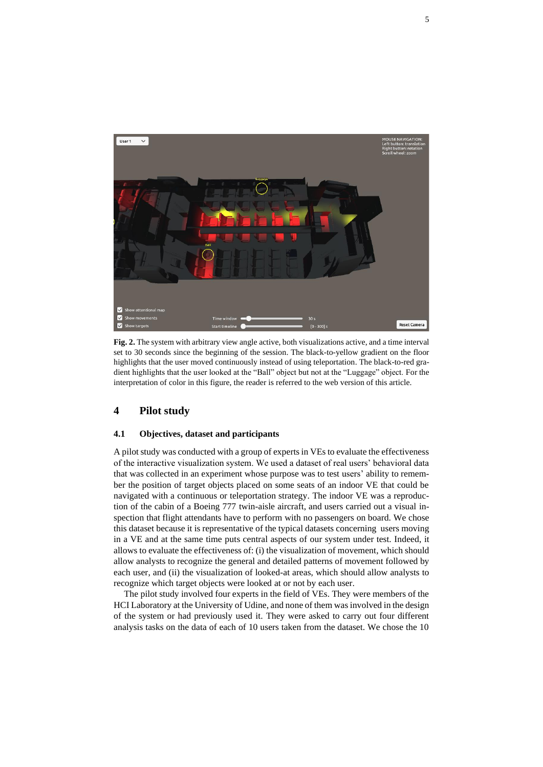User 1

MOUSE NAVIGATION:
Left button: translation
Right button: rotation
Scroll wheel: zoom

Luggage

Ball

Show attentional map
Show movements
Show targets

Time window 30 s
Start timeline [0 - 300] s

Reset Camera

**Fig. 2.** The system with arbitrary view angle active, both visualizations active, and a time interval set to 30 seconds since the beginning of the session. The black-to-yellow gradient on the floor highlights that the user moved continuously instead of using teleportation. The black-to-red gradient highlights that the user looked at the "Ball" object but not at the "Luggage" object. For the interpretation of color in this figure, the reader is referred to the web version of this article.

## 4 Pilot study

### 4.1 Objectives, dataset and participants

A pilot study was conducted with a group of experts in VEs to evaluate the effectiveness of the interactive visualization system. We used a dataset of real users' behavioral data that was collected in an experiment whose purpose was to test users' ability to remember the position of target objects placed on some seats of an indoor VE that could be navigated with a continuous or teleportation strategy. The indoor VE was a reproduction of the cabin of a Boeing 777 twin-aisle aircraft, and users carried out a visual inspection that flight attendants have to perform with no passengers on board. We chose this dataset because it is representative of the typical datasets concerning users moving in a VE and at the same time puts central aspects of our system under test. Indeed, it allows to evaluate the effectiveness of: (i) the visualization of movement, which should allow analysts to recognize the general and detailed patterns of movement followed by each user, and (ii) the visualization of looked-at areas, which should allow analysts to recognize which target objects were looked at or not by each user.

The pilot study involved four experts in the field of VEs. They were members of the HCI Laboratory at the University of Udine, and none of them was involved in the design of the system or had previously used it. They were asked to carry out four different analysis tasks on the data of each of 10 users taken from the dataset. We chose the 10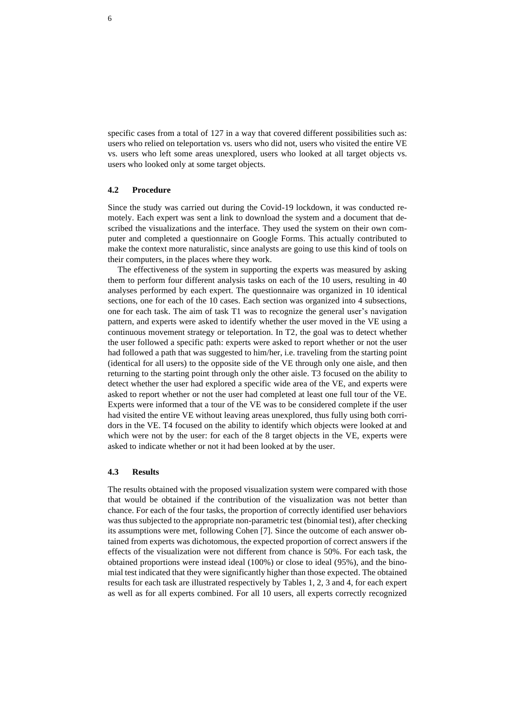specific cases from a total of 127 in a way that covered different possibilities such as: users who relied on teleportation vs. users who did not, users who visited the entire VE vs. users who left some areas unexplored, users who looked at all target objects vs. users who looked only at some target objects.

### 4.2 Procedure

Since the study was carried out during the Covid-19 lockdown, it was conducted remotely. Each expert was sent a link to download the system and a document that described the visualizations and the interface. They used the system on their own computer and completed a questionnaire on Google Forms. This actually contributed to make the context more naturalistic, since analysts are going to use this kind of tools on their computers, in the places where they work.

The effectiveness of the system in supporting the experts was measured by asking them to perform four different analysis tasks on each of the 10 users, resulting in 40 analyses performed by each expert. The questionnaire was organized in 10 identical sections, one for each of the 10 cases. Each section was organized into 4 subsections, one for each task. The aim of task T1 was to recognize the general user's navigation pattern, and experts were asked to identify whether the user moved in the VE using a continuous movement strategy or teleportation. In T2, the goal was to detect whether the user followed a specific path: experts were asked to report whether or not the user had followed a path that was suggested to him/her, i.e. traveling from the starting point (identical for all users) to the opposite side of the VE through only one aisle, and then returning to the starting point through only the other aisle. T3 focused on the ability to detect whether the user had explored a specific wide area of the VE, and experts were asked to report whether or not the user had completed at least one full tour of the VE. Experts were informed that a tour of the VE was to be considered complete if the user had visited the entire VE without leaving areas unexplored, thus fully using both corridors in the VE. T4 focused on the ability to identify which objects were looked at and which were not by the user: for each of the 8 target objects in the VE, experts were asked to indicate whether or not it had been looked at by the user.

### 4.3 Results

The results obtained with the proposed visualization system were compared with those that would be obtained if the contribution of the visualization was not better than chance. For each of the four tasks, the proportion of correctly identified user behaviors was thus subjected to the appropriate non-parametric test (binomial test), after checking its assumptions were met, following Cohen [7]. Since the outcome of each answer obtained from experts was dichotomous, the expected proportion of correct answers if the effects of the visualization were not different from chance is 50%. For each task, the obtained proportions were instead ideal (100%) or close to ideal (95%), and the binomial test indicated that they were significantly higher than those expected. The obtained results for each task are illustrated respectively by Tables 1, 2, 3 and 4, for each expert as well as for all experts combined. For all 10 users, all experts correctly recognized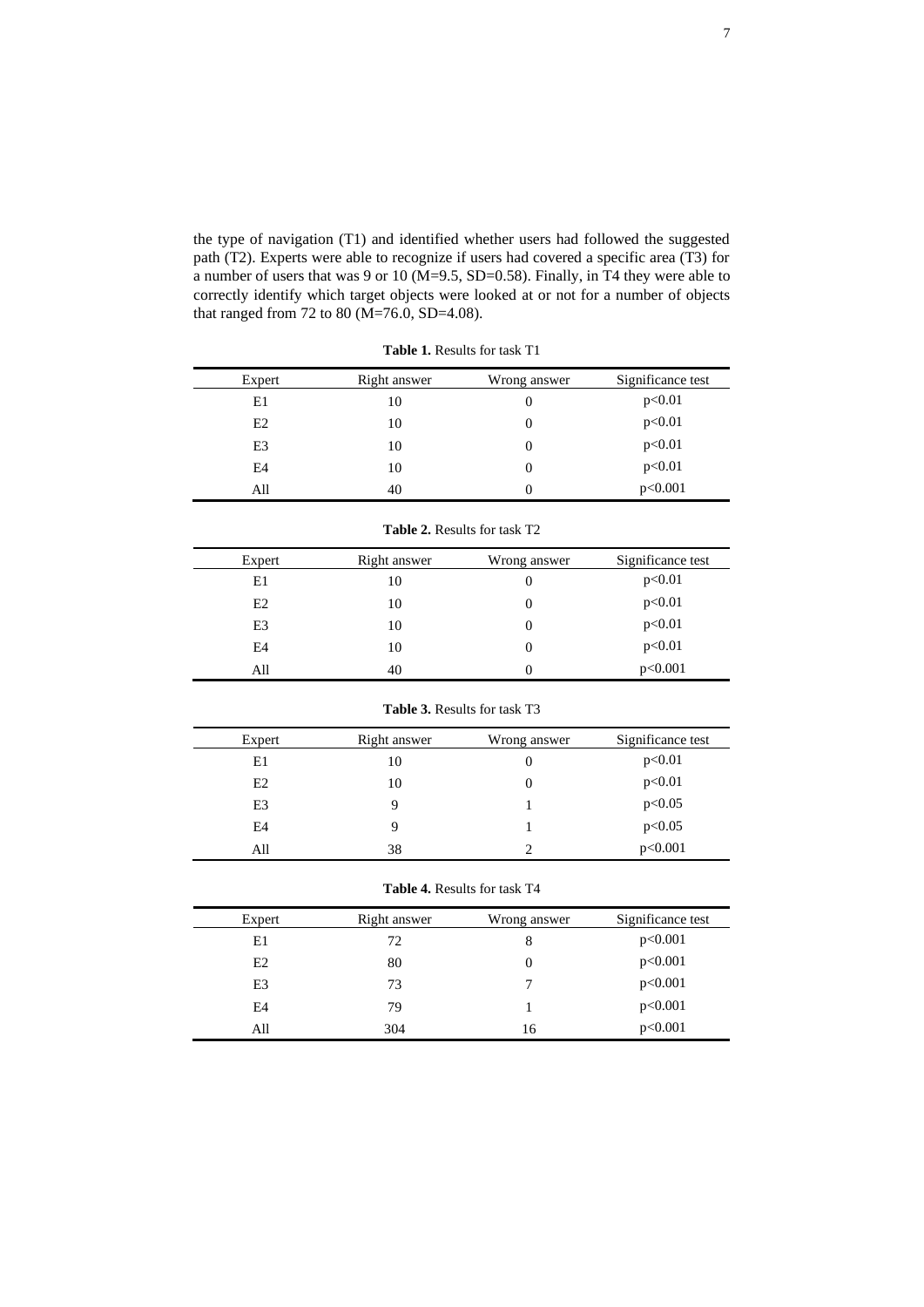the type of navigation (T1) and identified whether users had followed the suggested path (T2). Experts were able to recognize if users had covered a specific area (T3) for a number of users that was 9 or 10 (M=9.5, SD=0.58). Finally, in T4 they were able to correctly identify which target objects were looked at or not for a number of objects that ranged from 72 to 80 (M=76.0, SD=4.08).

**Table 1.** Results for task T1

| Expert | Right answer | Wrong answer | Significance test |
|---|---|---|---|
| E1 | 10 | 0 | $p<0.01$ |
| E2 | 10 | 0 | $p<0.01$ |
| E3 | 10 | 0 | $p<0.01$ |
| E4 | 10 | 0 | $p<0.01$ |
| All | 40 | 0 | $p<0.001$ |

**Table 2.** Results for task T2

| Expert | Right answer | Wrong answer | Significance test |
|---|---|---|---|
| E1 | 10 | 0 | $p<0.01$ |
| E2 | 10 | 0 | $p<0.01$ |
| E3 | 10 | 0 | $p<0.01$ |
| E4 | 10 | 0 | $p<0.01$ |
| All | 40 | 0 | $p<0.001$ |

**Table 3.** Results for task T3

| Expert | Right answer | Wrong answer | Significance test |
|---|---|---|---|
| E1 | 10 | 0 | $p<0.01$ |
| E2 | 10 | 0 | $p<0.01$ |
| E3 | 9 | 1 | $p<0.05$ |
| E4 | 9 | 1 | $p<0.05$ |
| All | 38 | 2 | $p<0.001$ |

**Table 4.** Results for task T4

| Expert | Right answer | Wrong answer | Significance test |
|---|---|---|---|
| E1 | 72 | 8 | $p<0.001$ |
| E2 | 80 | 0 | $p<0.001$ |
| E3 | 73 | 7 | $p<0.001$ |
| E4 | 79 | 1 | $p<0.001$ |
| All | 304 | 16 | $p<0.001$ |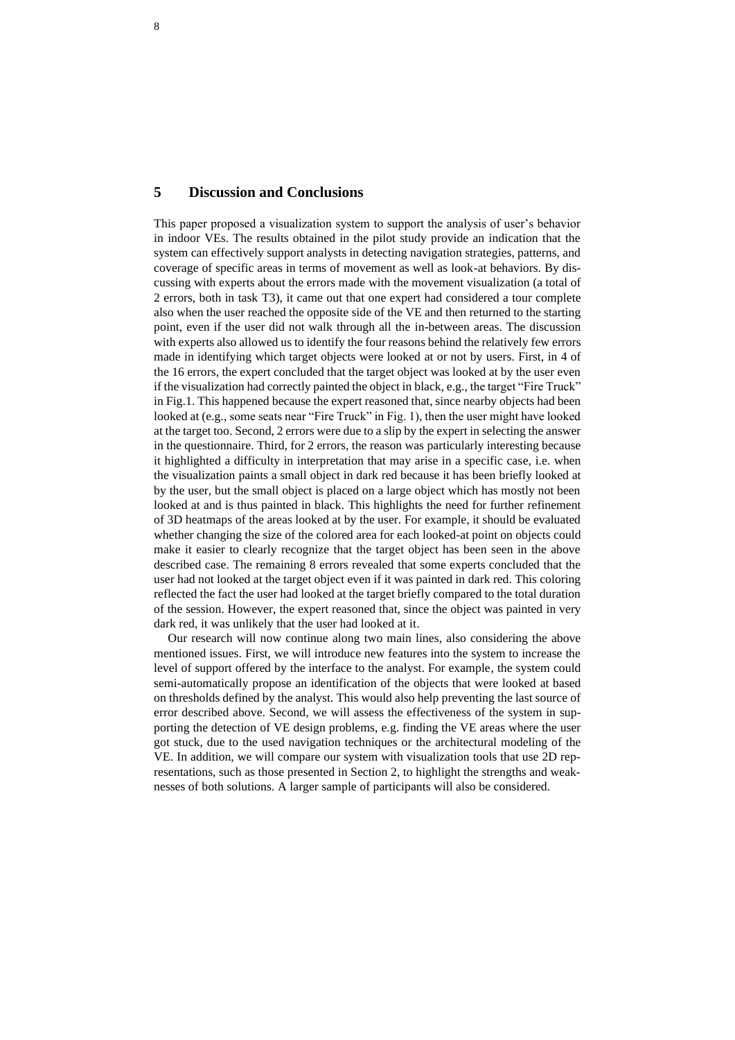## 5 Discussion and Conclusions

This paper proposed a visualization system to support the analysis of user's behavior in indoor VEs. The results obtained in the pilot study provide an indication that the system can effectively support analysts in detecting navigation strategies, patterns, and coverage of specific areas in terms of movement as well as look-at behaviors. By discussing with experts about the errors made with the movement visualization (a total of 2 errors, both in task T3), it came out that one expert had considered a tour complete also when the user reached the opposite side of the VE and then returned to the starting point, even if the user did not walk through all the in-between areas. The discussion with experts also allowed us to identify the four reasons behind the relatively few errors made in identifying which target objects were looked at or not by users. First, in 4 of the 16 errors, the expert concluded that the target object was looked at by the user even if the visualization had correctly painted the object in black, e.g., the target "Fire Truck" in Fig.1. This happened because the expert reasoned that, since nearby objects had been looked at (e.g., some seats near "Fire Truck" in Fig. 1), then the user might have looked at the target too. Second, 2 errors were due to a slip by the expert in selecting the answer in the questionnaire. Third, for 2 errors, the reason was particularly interesting because it highlighted a difficulty in interpretation that may arise in a specific case, i.e. when the visualization paints a small object in dark red because it has been briefly looked at by the user, but the small object is placed on a large object which has mostly not been looked at and is thus painted in black. This highlights the need for further refinement of 3D heatmaps of the areas looked at by the user. For example, it should be evaluated whether changing the size of the colored area for each looked-at point on objects could make it easier to clearly recognize that the target object has been seen in the above described case. The remaining 8 errors revealed that some experts concluded that the user had not looked at the target object even if it was painted in dark red. This coloring reflected the fact the user had looked at the target briefly compared to the total duration of the session. However, the expert reasoned that, since the object was painted in very dark red, it was unlikely that the user had looked at it.

Our research will now continue along two main lines, also considering the above mentioned issues. First, we will introduce new features into the system to increase the level of support offered by the interface to the analyst. For example, the system could semi-automatically propose an identification of the objects that were looked at based on thresholds defined by the analyst. This would also help preventing the last source of error described above. Second, we will assess the effectiveness of the system in supporting the detection of VE design problems, e.g. finding the VE areas where the user got stuck, due to the used navigation techniques or the architectural modeling of the VE. In addition, we will compare our system with visualization tools that use 2D representations, such as those presented in Section 2, to highlight the strengths and weaknesses of both solutions. A larger sample of participants will also be considered.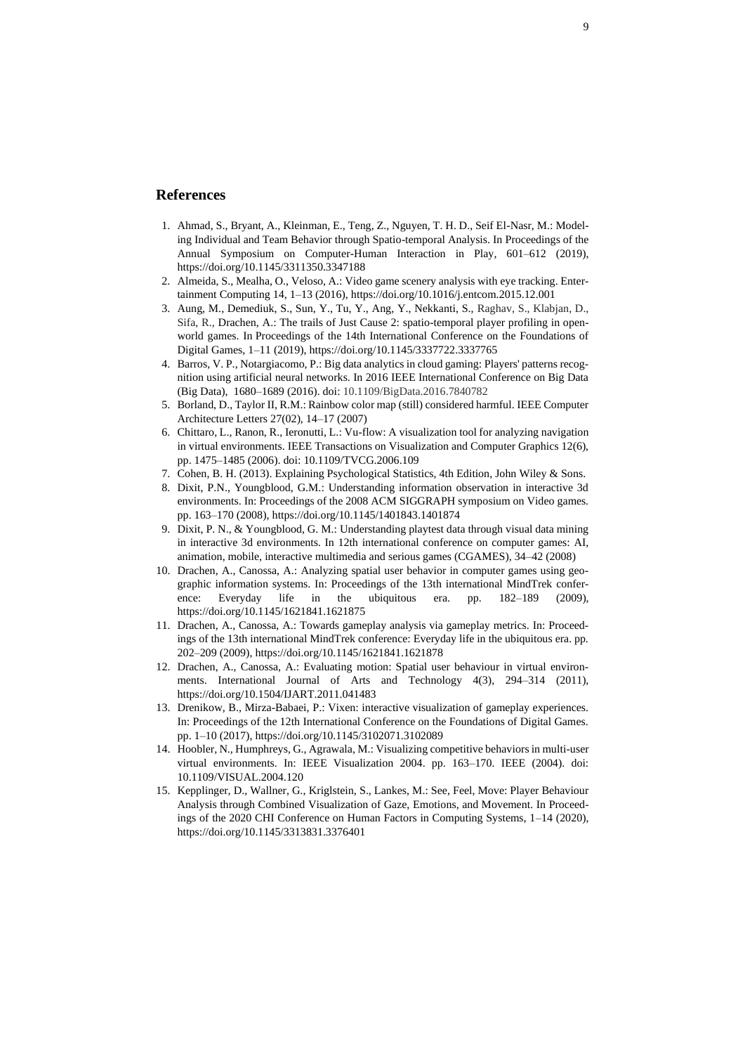## References

1. Ahmad, S., Bryant, A., Kleinman, E., Teng, Z., Nguyen, T. H. D., Seif El-Nasr, M.: Modeling Individual and Team Behavior through Spatio-temporal Analysis. In Proceedings of the Annual Symposium on Computer-Human Interaction in Play, 601–612 (2019), https://doi.org/10.1145/3311350.3347188
2. Almeida, S., Mealha, O., Veloso, A.: Video game scenery analysis with eye tracking. Entertainment Computing 14, 1–13 (2016), https://doi.org/10.1016/j.entcom.2015.12.001
3. Aung, M., Demediuk, S., Sun, Y., Tu, Y., Ang, Y., Nekkanti, S., Raghav, S., Klabjan, D., Sifa, R., Drachen, A.: The trails of Just Cause 2: spatio-temporal player profiling in open-world games. In Proceedings of the 14th International Conference on the Foundations of Digital Games, 1–11 (2019), https://doi.org/10.1145/3337722.3337765
4. Barros, V. P., Notargiacomo, P.: Big data analytics in cloud gaming: Players' patterns recognition using artificial neural networks. In 2016 IEEE International Conference on Big Data (Big Data), 1680–1689 (2016). doi: 10.1109/BigData.2016.7840782
5. Borland, D., Taylor II, R.M.: Rainbow color map (still) considered harmful. IEEE Computer Architecture Letters 27(02), 14–17 (2007)
6. Chittaro, L., Ranon, R., Ieronutti, L.: Vu-flow: A visualization tool for analyzing navigation in virtual environments. IEEE Transactions on Visualization and Computer Graphics 12(6), pp. 1475–1485 (2006). doi: 10.1109/TVCG.2006.109
7. Cohen, B. H. (2013). Explaining Psychological Statistics, 4th Edition, John Wiley & Sons.
8. Dixit, P.N., Youngblood, G.M.: Understanding information observation in interactive 3d environments. In: Proceedings of the 2008 ACM SIGGRAPH symposium on Video games. pp. 163–170 (2008), https://doi.org/10.1145/1401843.1401874
9. Dixit, P. N., & Youngblood, G. M.: Understanding playtest data through visual data mining in interactive 3d environments. In 12th international conference on computer games: AI, animation, mobile, interactive multimedia and serious games (CGAMES), 34–42 (2008)
10. Drachen, A., Canossa, A.: Analyzing spatial user behavior in computer games using geographic information systems. In: Proceedings of the 13th international MindTrek conference: Everyday life in the ubiquitous era. pp. 182–189 (2009), https://doi.org/10.1145/1621841.1621875
11. Drachen, A., Canossa, A.: Towards gameplay analysis via gameplay metrics. In: Proceedings of the 13th international MindTrek conference: Everyday life in the ubiquitous era. pp. 202–209 (2009), https://doi.org/10.1145/1621841.1621878
12. Drachen, A., Canossa, A.: Evaluating motion: Spatial user behaviour in virtual environments. International Journal of Arts and Technology 4(3), 294–314 (2011), https://doi.org/10.1504/IJART.2011.041483
13. Drenikow, B., Mirza-Babaei, P.: Vixen: interactive visualization of gameplay experiences. In: Proceedings of the 12th International Conference on the Foundations of Digital Games. pp. 1–10 (2017), https://doi.org/10.1145/3102071.3102089
14. Hoobler, N., Humphreys, G., Agrawala, M.: Visualizing competitive behaviors in multi-user virtual environments. In: IEEE Visualization 2004. pp. 163–170. IEEE (2004). doi: 10.1109/VISUAL.2004.120
15. Kepplinger, D., Wallner, G., Kriglstein, S., Lankes, M.: See, Feel, Move: Player Behaviour Analysis through Combined Visualization of Gaze, Emotions, and Movement. In Proceedings of the 2020 CHI Conference on Human Factors in Computing Systems, 1–14 (2020), https://doi.org/10.1145/3313831.3376401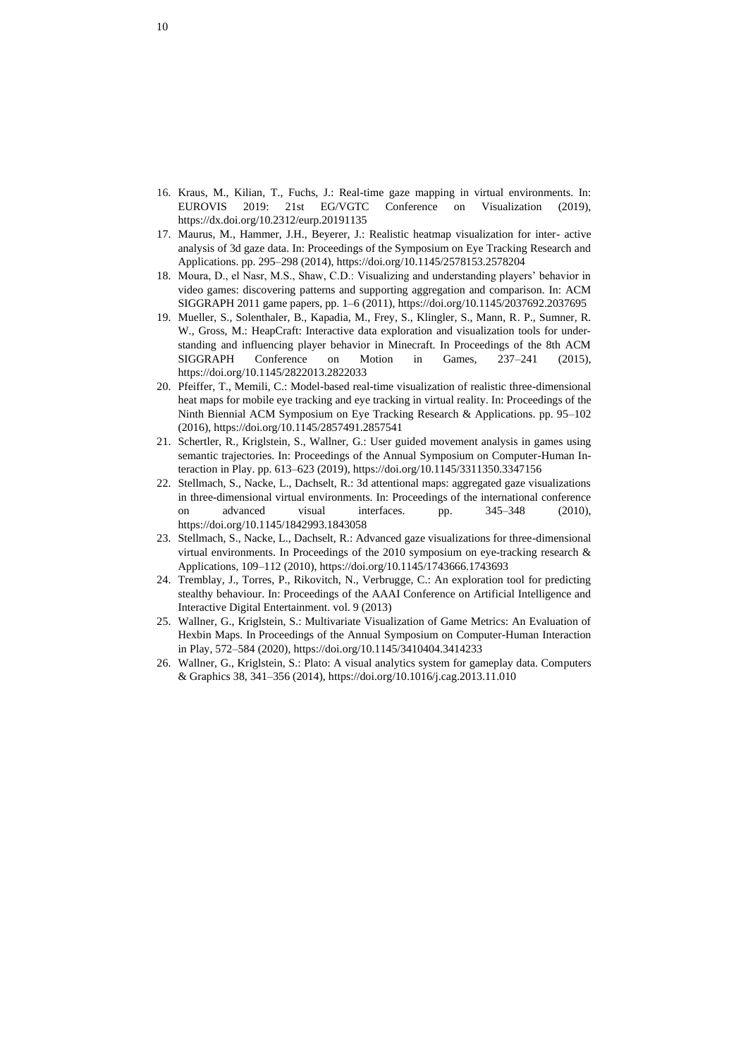16. Kraus, M., Kilian, T., Fuchs, J.: Real-time gaze mapping in virtual environments. In: EUROVIS 2019: 21st EG/VGTC Conference on Visualization (2019), https://dx.doi.org/10.2312/eurp.20191135
17. Maurus, M., Hammer, J.H., Beyerer, J.: Realistic heatmap visualization for inter- active analysis of 3d gaze data. In: Proceedings of the Symposium on Eye Tracking Research and Applications. pp. 295–298 (2014), https://doi.org/10.1145/2578153.2578204
18. Moura, D., el Nasr, M.S., Shaw, C.D.: Visualizing and understanding players' behavior in video games: discovering patterns and supporting aggregation and comparison. In: ACM SIGGRAPH 2011 game papers, pp. 1–6 (2011), https://doi.org/10.1145/2037692.2037695
19. Mueller, S., Solenthaler, B., Kapadia, M., Frey, S., Klingler, S., Mann, R. P., Sumner, R. W., Gross, M.: HeapCraft: Interactive data exploration and visualization tools for understanding and influencing player behavior in Minecraft. In Proceedings of the 8th ACM SIGGRAPH Conference on Motion in Games, 237–241 (2015), https://doi.org/10.1145/2822013.2822033
20. Pfeiffer, T., Memili, C.: Model-based real-time visualization of realistic three-dimensional heat maps for mobile eye tracking and eye tracking in virtual reality. In: Proceedings of the Ninth Biennial ACM Symposium on Eye Tracking Research & Applications. pp. 95–102 (2016), https://doi.org/10.1145/2857491.2857541
21. Schertler, R., Kriglstein, S., Wallner, G.: User guided movement analysis in games using semantic trajectories. In: Proceedings of the Annual Symposium on Computer-Human Interaction in Play. pp. 613–623 (2019), https://doi.org/10.1145/3311350.3347156
22. Stellmach, S., Nacke, L., Dachselt, R.: 3d attentional maps: aggregated gaze visualizations in three-dimensional virtual environments. In: Proceedings of the international conference on advanced visual interfaces. pp. 345–348 (2010), https://doi.org/10.1145/1842993.1843058
23. Stellmach, S., Nacke, L., Dachselt, R.: Advanced gaze visualizations for three-dimensional virtual environments. In Proceedings of the 2010 symposium on eye-tracking research & Applications, 109–112 (2010), https://doi.org/10.1145/1743666.1743693
24. Tremblay, J., Torres, P., Rikovitch, N., Verbrugge, C.: An exploration tool for predicting stealthy behaviour. In: Proceedings of the AAAI Conference on Artificial Intelligence and Interactive Digital Entertainment. vol. 9 (2013)
25. Wallner, G., Kriglstein, S.: Multivariate Visualization of Game Metrics: An Evaluation of Hexbin Maps. In Proceedings of the Annual Symposium on Computer-Human Interaction in Play, 572–584 (2020), https://doi.org/10.1145/3410404.3414233
26. Wallner, G., Kriglstein, S.: Plato: A visual analytics system for gameplay data. Computers & Graphics 38, 341–356 (2014), https://doi.org/10.1016/j.cag.2013.11.010